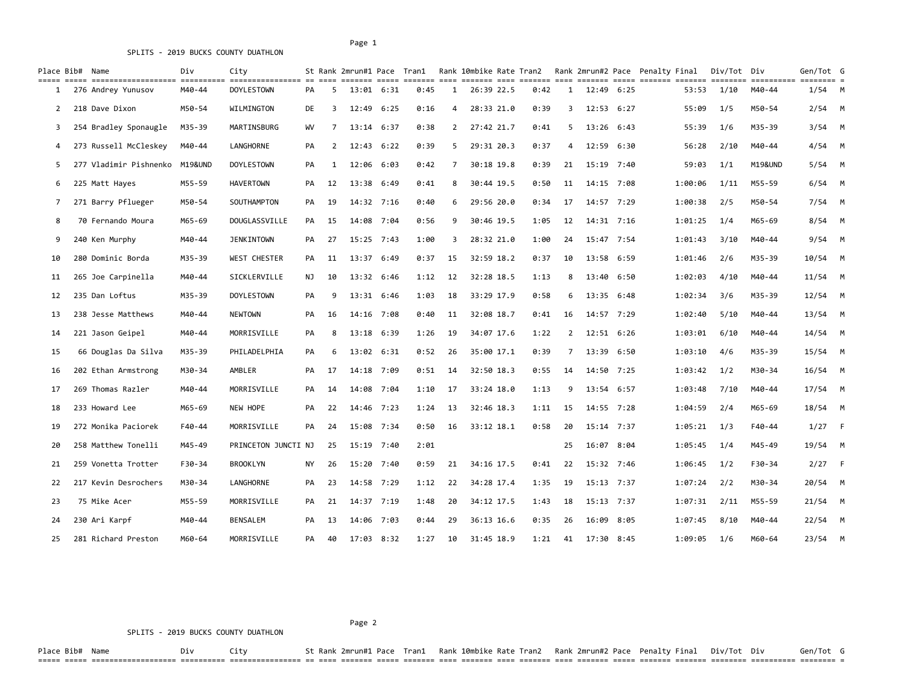SPLITS - 2019 BUCKS COUNTY DUATHLON

| Place | Bib# | Name | Div | City | St | Rank | 2mrun#1 | Pace | Tran1 | Rank | 10mbike | Rate | Tran2 | Rank | 2mrun#2 | Pace | Penalty | Final | Div/Tot | Div | Gen/Tot | G |
|---|---|---|---|---|---|---|---|---|---|---|---|---|---|---|---|---|---|---|---|---|---|---|
| 1 | 276 | Andrey Yunusov | M40-44 | DOYLESTOWN | PA | 5 | 13:01 | 6:31 | 0:45 | 1 | 26:39 | 22.5 | 0:42 | 1 | 12:49 | 6:25 | | 53:53 | 1/10 | M40-44 | 1/54 | M |
| 2 | 218 | Dave Dixon | M50-54 | WILMINGTON | DE | 3 | 12:49 | 6:25 | 0:16 | 4 | 28:33 | 21.0 | 0:39 | 3 | 12:53 | 6:27 | | 55:09 | 1/5 | M50-54 | 2/54 | M |
| 3 | 254 | Bradley Sponaugle | M35-39 | MARTINSBURG | WV | 7 | 13:14 | 6:37 | 0:38 | 2 | 27:42 | 21.7 | 0:41 | 5 | 13:26 | 6:43 | | 55:39 | 1/6 | M35-39 | 3/54 | M |
| 4 | 273 | Russell McCleskey | M40-44 | LANGHORNE | PA | 2 | 12:43 | 6:22 | 0:39 | 5 | 29:31 | 20.3 | 0:37 | 4 | 12:59 | 6:30 | | 56:28 | 2/10 | M40-44 | 4/54 | M |
| 5 | 277 | Vladimir Pishnenko | M19&UND | DOYLESTOWN | PA | 1 | 12:06 | 6:03 | 0:42 | 7 | 30:18 | 19.8 | 0:39 | 21 | 15:19 | 7:40 | | 59:03 | 1/1 | M19&UND | 5/54 | M |
| 6 | 225 | Matt Hayes | M55-59 | HAVERTOWN | PA | 12 | 13:38 | 6:49 | 0:41 | 8 | 30:44 | 19.5 | 0:50 | 11 | 14:15 | 7:08 | | 1:00:06 | 1/11 | M55-59 | 6/54 | M |
| 7 | 271 | Barry Pflueger | M50-54 | SOUTHAMPTON | PA | 19 | 14:32 | 7:16 | 0:40 | 6 | 29:56 | 20.0 | 0:34 | 17 | 14:57 | 7:29 | | 1:00:38 | 2/5 | M50-54 | 7/54 | M |
| 8 | 70 | Fernando Moura | M65-69 | DOUGLASSVILLE | PA | 15 | 14:08 | 7:04 | 0:56 | 9 | 30:46 | 19.5 | 1:05 | 12 | 14:31 | 7:16 | | 1:01:25 | 1/4 | M65-69 | 8/54 | M |
| 9 | 240 | Ken Murphy | M40-44 | JENKINTOWN | PA | 27 | 15:25 | 7:43 | 1:00 | 3 | 28:32 | 21.0 | 1:00 | 24 | 15:47 | 7:54 | | 1:01:43 | 3/10 | M40-44 | 9/54 | M |
| 10 | 280 | Dominic Borda | M35-39 | WEST CHESTER | PA | 11 | 13:37 | 6:49 | 0:37 | 15 | 32:59 | 18.2 | 0:37 | 10 | 13:58 | 6:59 | | 1:01:46 | 2/6 | M35-39 | 10/54 | M |
| 11 | 265 | Joe Carpinella | M40-44 | SICKLERVILLE | NJ | 10 | 13:32 | 6:46 | 1:12 | 12 | 32:28 | 18.5 | 1:13 | 8 | 13:40 | 6:50 | | 1:02:03 | 4/10 | M40-44 | 11/54 | M |
| 12 | 235 | Dan Loftus | M35-39 | DOYLESTOWN | PA | 9 | 13:31 | 6:46 | 1:03 | 18 | 33:29 | 17.9 | 0:58 | 6 | 13:35 | 6:48 | | 1:02:34 | 3/6 | M35-39 | 12/54 | M |
| 13 | 238 | Jesse Matthews | M40-44 | NEWTOWN | PA | 16 | 14:16 | 7:08 | 0:40 | 11 | 32:08 | 18.7 | 0:41 | 16 | 14:57 | 7:29 | | 1:02:40 | 5/10 | M40-44 | 13/54 | M |
| 14 | 221 | Jason Geipel | M40-44 | MORRISVILLE | PA | 8 | 13:18 | 6:39 | 1:26 | 19 | 34:07 | 17.6 | 1:22 | 2 | 12:51 | 6:26 | | 1:03:01 | 6/10 | M40-44 | 14/54 | M |
| 15 | 66 | Douglas Da Silva | M35-39 | PHILADELPHIA | PA | 6 | 13:02 | 6:31 | 0:52 | 26 | 35:00 | 17.1 | 0:39 | 7 | 13:39 | 6:50 | | 1:03:10 | 4/6 | M35-39 | 15/54 | M |
| 16 | 202 | Ethan Armstrong | M30-34 | AMBLER | PA | 17 | 14:18 | 7:09 | 0:51 | 14 | 32:50 | 18.3 | 0:55 | 14 | 14:50 | 7:25 | | 1:03:42 | 1/2 | M30-34 | 16/54 | M |
| 17 | 269 | Thomas Razler | M40-44 | MORRISVILLE | PA | 14 | 14:08 | 7:04 | 1:10 | 17 | 33:24 | 18.0 | 1:13 | 9 | 13:54 | 6:57 | | 1:03:48 | 7/10 | M40-44 | 17/54 | M |
| 18 | 233 | Howard Lee | M65-69 | NEW HOPE | PA | 22 | 14:46 | 7:23 | 1:24 | 13 | 32:46 | 18.3 | 1:11 | 15 | 14:55 | 7:28 | | 1:04:59 | 2/4 | M65-69 | 18/54 | M |
| 19 | 272 | Monika Paciorek | F40-44 | MORRISVILLE | PA | 24 | 15:08 | 7:34 | 0:50 | 16 | 33:12 | 18.1 | 0:58 | 20 | 15:14 | 7:37 | | 1:05:21 | 1/3 | F40-44 | 1/27 | F |
| 20 | 258 | Matthew Tonelli | M45-49 | PRINCETON JUNCTI | NJ | 25 | 15:19 | 7:40 | 2:01 | | | | | 25 | 16:07 | 8:04 | | 1:05:45 | 1/4 | M45-49 | 19/54 | M |
| 21 | 259 | Vonetta Trotter | F30-34 | BROOKLYN | NY | 26 | 15:20 | 7:40 | 0:59 | 21 | 34:16 | 17.5 | 0:41 | 22 | 15:32 | 7:46 | | 1:06:45 | 1/2 | F30-34 | 2/27 | F |
| 22 | 217 | Kevin Desrochers | M30-34 | LANGHORNE | PA | 23 | 14:58 | 7:29 | 1:12 | 22 | 34:28 | 17.4 | 1:35 | 19 | 15:13 | 7:37 | | 1:07:24 | 2/2 | M30-34 | 20/54 | M |
| 23 | 75 | Mike Acer | M55-59 | MORRISVILLE | PA | 21 | 14:37 | 7:19 | 1:48 | 20 | 34:12 | 17.5 | 1:43 | 18 | 15:13 | 7:37 | | 1:07:31 | 2/11 | M55-59 | 21/54 | M |
| 24 | 230 | Ari Karpf | M40-44 | BENSALEM | PA | 13 | 14:06 | 7:03 | 0:44 | 29 | 36:13 | 16.6 | 0:35 | 26 | 16:09 | 8:05 | | 1:07:45 | 8/10 | M40-44 | 22/54 | M |
| 25 | 281 | Richard Preston | M60-64 | MORRISVILLE | PA | 40 | 17:03 | 8:32 | 1:27 | 10 | 31:45 | 18.9 | 1:21 | 41 | 17:30 | 8:45 | | 1:09:05 | 1/6 | M60-64 | 23/54 | M |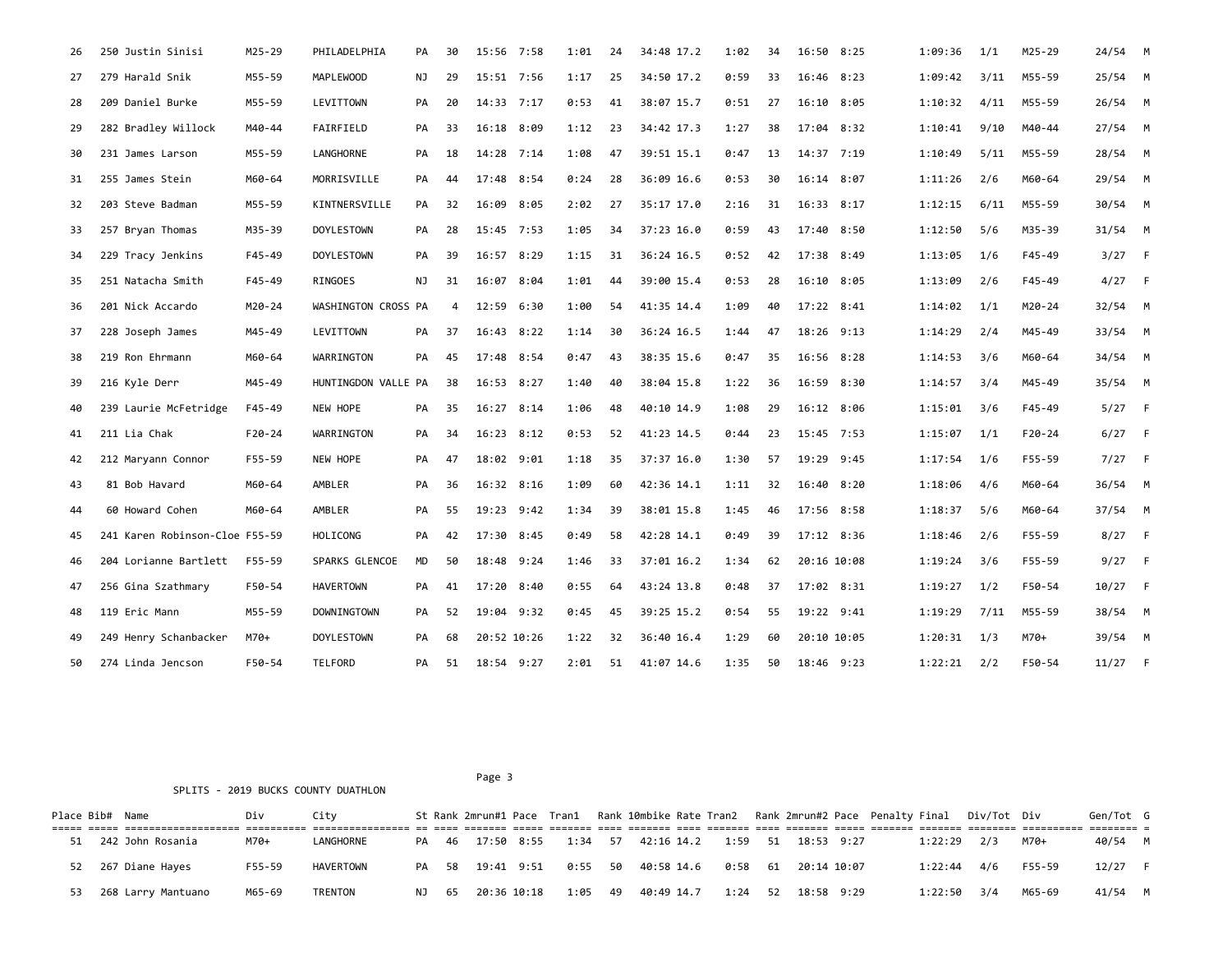| Place | Bib# | Name | Div | City | St | Rank | 2mrun#1 | Pace | Tran1 | Rank | 10mbike | Rate | Tran2 | Rank | 2mrun#2 | Pace | Penalty | Final | Div/Tot | Div | Gen/Tot | G |
|---|---|---|---|---|---|---|---|---|---|---|---|---|---|---|---|---|---|---|---|---|---|---|
| 26 | 250 | Justin Sinisi | M25-29 | PHILADELPHIA | PA | 30 | 15:56 | 7:58 | 1:01 | 24 | 34:48 | 17.2 | 1:02 | 34 | 16:50 | 8:25 | | 1:09:36 | 1/1 | M25-29 | 24/54 | M |
| 27 | 279 | Harald Snik | M55-59 | MAPLEWOOD | NJ | 29 | 15:51 | 7:56 | 1:17 | 25 | 34:50 | 17.2 | 0:59 | 33 | 16:46 | 8:23 | | 1:09:42 | 3/11 | M55-59 | 25/54 | M |
| 28 | 209 | Daniel Burke | M55-59 | LEVITTOWN | PA | 20 | 14:33 | 7:17 | 0:53 | 41 | 38:07 | 15.7 | 0:51 | 27 | 16:10 | 8:05 | | 1:10:32 | 4/11 | M55-59 | 26/54 | M |
| 29 | 282 | Bradley Willock | M40-44 | FAIRFIELD | PA | 33 | 16:18 | 8:09 | 1:12 | 23 | 34:42 | 17.3 | 1:27 | 38 | 17:04 | 8:32 | | 1:10:41 | 9/10 | M40-44 | 27/54 | M |
| 30 | 231 | James Larson | M55-59 | LANGHORNE | PA | 18 | 14:28 | 7:14 | 1:08 | 47 | 39:51 | 15.1 | 0:47 | 13 | 14:37 | 7:19 | | 1:10:49 | 5/11 | M55-59 | 28/54 | M |
| 31 | 255 | James Stein | M60-64 | MORRISVILLE | PA | 44 | 17:48 | 8:54 | 0:24 | 28 | 36:09 | 16.6 | 0:53 | 30 | 16:14 | 8:07 | | 1:11:26 | 2/6 | M60-64 | 29/54 | M |
| 32 | 203 | Steve Badman | M55-59 | KINTNERSVILLE | PA | 32 | 16:09 | 8:05 | 2:02 | 27 | 35:17 | 17.0 | 2:16 | 31 | 16:33 | 8:17 | | 1:12:15 | 6/11 | M55-59 | 30/54 | M |
| 33 | 257 | Bryan Thomas | M35-39 | DOYLESTOWN | PA | 28 | 15:45 | 7:53 | 1:05 | 34 | 37:23 | 16.0 | 0:59 | 43 | 17:40 | 8:50 | | 1:12:50 | 5/6 | M35-39 | 31/54 | M |
| 34 | 229 | Tracy Jenkins | F45-49 | DOYLESTOWN | PA | 39 | 16:57 | 8:29 | 1:15 | 31 | 36:24 | 16.5 | 0:52 | 42 | 17:38 | 8:49 | | 1:13:05 | 1/6 | F45-49 | 3/27 | F |
| 35 | 251 | Natacha Smith | F45-49 | RINGOES | NJ | 31 | 16:07 | 8:04 | 1:01 | 44 | 39:00 | 15.4 | 0:53 | 28 | 16:10 | 8:05 | | 1:13:09 | 2/6 | F45-49 | 4/27 | F |
| 36 | 201 | Nick Accardo | M20-24 | WASHINGTON CROSS | PA | 4 | 12:59 | 6:30 | 1:00 | 54 | 41:35 | 14.4 | 1:09 | 40 | 17:22 | 8:41 | | 1:14:02 | 1/1 | M20-24 | 32/54 | M |
| 37 | 228 | Joseph James | M45-49 | LEVITTOWN | PA | 37 | 16:43 | 8:22 | 1:14 | 30 | 36:24 | 16.5 | 1:44 | 47 | 18:26 | 9:13 | | 1:14:29 | 2/4 | M45-49 | 33/54 | M |
| 38 | 219 | Ron Ehrmann | M60-64 | WARRINGTON | PA | 45 | 17:48 | 8:54 | 0:47 | 43 | 38:35 | 15.6 | 0:47 | 35 | 16:56 | 8:28 | | 1:14:53 | 3/6 | M60-64 | 34/54 | M |
| 39 | 216 | Kyle Derr | M45-49 | HUNTINGDON VALLE | PA | 38 | 16:53 | 8:27 | 1:40 | 40 | 38:04 | 15.8 | 1:22 | 36 | 16:59 | 8:30 | | 1:14:57 | 3/4 | M45-49 | 35/54 | M |
| 40 | 239 | Laurie McFetridge | F45-49 | NEW HOPE | PA | 35 | 16:27 | 8:14 | 1:06 | 48 | 40:10 | 14.9 | 1:08 | 29 | 16:12 | 8:06 | | 1:15:01 | 3/6 | F45-49 | 5/27 | F |
| 41 | 211 | Lia Chak | F20-24 | WARRINGTON | PA | 34 | 16:23 | 8:12 | 0:53 | 52 | 41:23 | 14.5 | 0:44 | 23 | 15:45 | 7:53 | | 1:15:07 | 1/1 | F20-24 | 6/27 | F |
| 42 | 212 | Maryann Connor | F55-59 | NEW HOPE | PA | 47 | 18:02 | 9:01 | 1:18 | 35 | 37:37 | 16.0 | 1:30 | 57 | 19:29 | 9:45 | | 1:17:54 | 1/6 | F55-59 | 7/27 | F |
| 43 | 81 | Bob Havard | M60-64 | AMBLER | PA | 36 | 16:32 | 8:16 | 1:09 | 60 | 42:36 | 14.1 | 1:11 | 32 | 16:40 | 8:20 | | 1:18:06 | 4/6 | M60-64 | 36/54 | M |
| 44 | 60 | Howard Cohen | M60-64 | AMBLER | PA | 55 | 19:23 | 9:42 | 1:34 | 39 | 38:01 | 15.8 | 1:45 | 46 | 17:56 | 8:58 | | 1:18:37 | 5/6 | M60-64 | 37/54 | M |
| 45 | 241 | Karen Robinson-Cloe | F55-59 | HOLICONG | PA | 42 | 17:30 | 8:45 | 0:49 | 58 | 42:28 | 14.1 | 0:49 | 39 | 17:12 | 8:36 | | 1:18:46 | 2/6 | F55-59 | 8/27 | F |
| 46 | 204 | Lorianne Bartlett | F55-59 | SPARKS GLENCOE | MD | 50 | 18:48 | 9:24 | 1:46 | 33 | 37:01 | 16.2 | 1:34 | 62 | 20:16 | 10:08 | | 1:19:24 | 3/6 | F55-59 | 9/27 | F |
| 47 | 256 | Gina Szathmary | F50-54 | HAVERTOWN | PA | 41 | 17:20 | 8:40 | 0:55 | 64 | 43:24 | 13.8 | 0:48 | 37 | 17:02 | 8:31 | | 1:19:27 | 1/2 | F50-54 | 10/27 | F |
| 48 | 119 | Eric Mann | M55-59 | DOWNINGTOWN | PA | 52 | 19:04 | 9:32 | 0:45 | 45 | 39:25 | 15.2 | 0:54 | 55 | 19:22 | 9:41 | | 1:19:29 | 7/11 | M55-59 | 38/54 | M |
| 49 | 249 | Henry Schanbacker | M70+ | DOYLESTOWN | PA | 68 | 20:52 | 10:26 | 1:22 | 32 | 36:40 | 16.4 | 1:29 | 60 | 20:10 | 10:05 | | 1:20:31 | 1/3 | M70+ | 39/54 | M |
| 50 | 274 | Linda Jencson | F50-54 | TELFORD | PA | 51 | 18:54 | 9:27 | 2:01 | 51 | 41:07 | 14.6 | 1:35 | 50 | 18:46 | 9:23 | | 1:22:21 | 2/2 | F50-54 | 11/27 | F |

SPLITS - 2019 BUCKS COUNTY DUATHLON

| Place | Bib# | Name | Div | City | St | Rank | 2mrun#1 | Pace | Tran1 | Rank | 10mbike | Rate | Tran2 | Rank | 2mrun#2 | Pace | Penalty | Final | Div/Tot | Div | Gen/Tot | G |
|---|---|---|---|---|---|---|---|---|---|---|---|---|---|---|---|---|---|---|---|---|---|---|
| 51 | 242 | John Rosania | M70+ | LANGHORNE | PA | 46 | 17:50 | 8:55 | 1:34 | 57 | 42:16 | 14.2 | 1:59 | 51 | 18:53 | 9:27 | | 1:22:29 | 2/3 | M70+ | 40/54 | M |
| 52 | 267 | Diane Hayes | F55-59 | HAVERTOWN | PA | 58 | 19:41 | 9:51 | 0:55 | 50 | 40:58 | 14.6 | 0:58 | 61 | 20:14 | 10:07 | | 1:22:44 | 4/6 | F55-59 | 12/27 | F |
| 53 | 268 | Larry Mantuano | M65-69 | TRENTON | NJ | 65 | 20:36 | 10:18 | 1:05 | 49 | 40:49 | 14.7 | 1:24 | 52 | 18:58 | 9:29 | | 1:22:50 | 3/4 | M65-69 | 41/54 | M |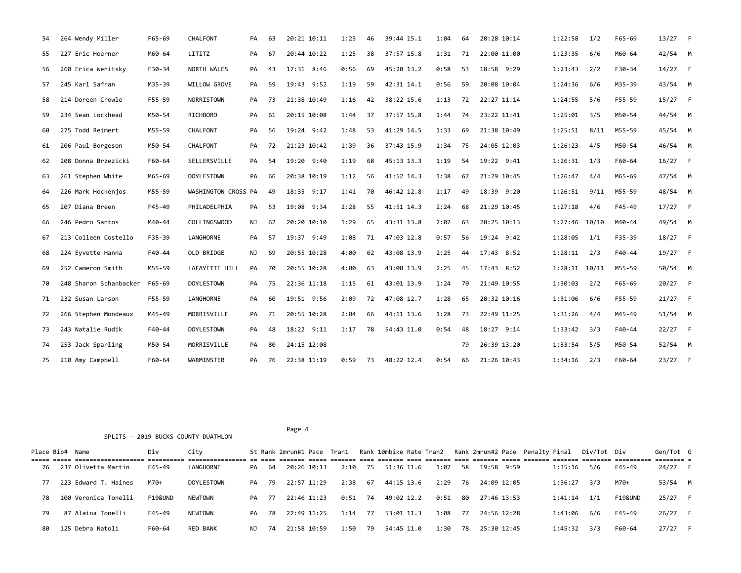| Place | Bib# | Name | Div | City | St | Rank | 2mrun#1 | Pace | Tran1 | Rank | 10mbike | Rate | Tran2 | Rank | 2mrun#2 | Pace | Penalty | Final | Div/Tot | Div | Gen/Tot | G |
|---|---|---|---|---|---|---|---|---|---|---|---|---|---|---|---|---|---|---|---|---|---|---|
| 54 | 264 | Wendy Miller | F65-69 | CHALFONT | PA | 63 | 20:21 | 10:11 | 1:23 | 46 | 39:44 | 15.1 | 1:04 | 64 | 20:28 | 10:14 | | 1:22:58 | 1/2 | F65-69 | 13/27 | F |
| 55 | 227 | Eric Hoerner | M60-64 | LITITZ | PA | 67 | 20:44 | 10:22 | 1:25 | 38 | 37:57 | 15.8 | 1:31 | 71 | 22:00 | 11:00 | | 1:23:35 | 6/6 | M60-64 | 42/54 | M |
| 56 | 260 | Erica Wenitsky | F30-34 | NORTH WALES | PA | 43 | 17:31 | 8:46 | 0:56 | 69 | 45:20 | 13.2 | 0:58 | 53 | 18:58 | 9:29 | | 1:23:43 | 2/2 | F30-34 | 14/27 | F |
| 57 | 245 | Karl Safran | M35-39 | WILLOW GROVE | PA | 59 | 19:43 | 9:52 | 1:19 | 59 | 42:31 | 14.1 | 0:56 | 59 | 20:08 | 10:04 | | 1:24:36 | 6/6 | M35-39 | 43/54 | M |
| 58 | 214 | Doreen Crowle | F55-59 | NORRISTOWN | PA | 73 | 21:38 | 10:49 | 1:16 | 42 | 38:22 | 15.6 | 1:13 | 72 | 22:27 | 11:14 | | 1:24:55 | 5/6 | F55-59 | 15/27 | F |
| 59 | 234 | Sean Lockhead | M50-54 | RICHBORO | PA | 61 | 20:15 | 10:08 | 1:44 | 37 | 37:57 | 15.8 | 1:44 | 74 | 23:22 | 11:41 | | 1:25:01 | 3/5 | M50-54 | 44/54 | M |
| 60 | 275 | Todd Reimert | M55-59 | CHALFONT | PA | 56 | 19:24 | 9:42 | 1:48 | 53 | 41:29 | 14.5 | 1:33 | 69 | 21:38 | 10:49 | | 1:25:51 | 8/11 | M55-59 | 45/54 | M |
| 61 | 206 | Paul Borgeson | M50-54 | CHALFONT | PA | 72 | 21:23 | 10:42 | 1:39 | 36 | 37:43 | 15.9 | 1:34 | 75 | 24:05 | 12:03 | | 1:26:23 | 4/5 | M50-54 | 46/54 | M |
| 62 | 208 | Donna Brzezicki | F60-64 | SELLERSVILLE | PA | 54 | 19:20 | 9:40 | 1:19 | 68 | 45:13 | 13.3 | 1:19 | 54 | 19:22 | 9:41 | | 1:26:31 | 1/3 | F60-64 | 16/27 | F |
| 63 | 261 | Stephen White | M65-69 | DOYLESTOWN | PA | 66 | 20:38 | 10:19 | 1:12 | 56 | 41:52 | 14.3 | 1:38 | 67 | 21:29 | 10:45 | | 1:26:47 | 4/4 | M65-69 | 47/54 | M |
| 64 | 226 | Mark Hockenjos | M55-59 | WASHINGTON CROSS | PA | 49 | 18:35 | 9:17 | 1:41 | 70 | 46:42 | 12.8 | 1:17 | 49 | 18:39 | 9:20 | | 1:26:51 | 9/11 | M55-59 | 48/54 | M |
| 65 | 207 | Diana Breen | F45-49 | PHILADELPHIA | PA | 53 | 19:08 | 9:34 | 2:28 | 55 | 41:51 | 14.3 | 2:24 | 68 | 21:29 | 10:45 | | 1:27:18 | 4/6 | F45-49 | 17/27 | F |
| 66 | 246 | Pedro Santos | M40-44 | COLLINGSWOOD | NJ | 62 | 20:20 | 10:10 | 1:29 | 65 | 43:31 | 13.8 | 2:02 | 63 | 20:25 | 10:13 | | 1:27:46 | 10/10 | M40-44 | 49/54 | M |
| 67 | 213 | Colleen Costello | F35-39 | LANGHORNE | PA | 57 | 19:37 | 9:49 | 1:08 | 71 | 47:03 | 12.8 | 0:57 | 56 | 19:24 | 9:42 | | 1:28:05 | 1/1 | F35-39 | 18/27 | F |
| 68 | 224 | Eyvette Hanna | F40-44 | OLD BRIDGE | NJ | 69 | 20:55 | 10:28 | 4:00 | 62 | 43:08 | 13.9 | 2:25 | 44 | 17:43 | 8:52 | | 1:28:11 | 2/3 | F40-44 | 19/27 | F |
| 69 | 252 | Cameron Smith | M55-59 | LAFAYETTE HILL | PA | 70 | 20:55 | 10:28 | 4:00 | 63 | 43:08 | 13.9 | 2:25 | 45 | 17:43 | 8:52 | | 1:28:11 | 10/11 | M55-59 | 50/54 | M |
| 70 | 248 | Sharon Schanbacker | F65-69 | DOYLESTOWN | PA | 75 | 22:36 | 11:18 | 1:15 | 61 | 43:01 | 13.9 | 1:24 | 70 | 21:49 | 10:55 | | 1:30:03 | 2/2 | F65-69 | 20/27 | F |
| 71 | 232 | Susan Larson | F55-59 | LANGHORNE | PA | 60 | 19:51 | 9:56 | 2:09 | 72 | 47:08 | 12.7 | 1:28 | 65 | 20:32 | 10:16 | | 1:31:06 | 6/6 | F55-59 | 21/27 | F |
| 72 | 266 | Stephen Mondeaux | M45-49 | MORRISVILLE | PA | 71 | 20:55 | 10:28 | 2:04 | 66 | 44:11 | 13.6 | 1:28 | 73 | 22:49 | 11:25 | | 1:31:26 | 4/4 | M45-49 | 51/54 | M |
| 73 | 243 | Natalie Rudik | F40-44 | DOYLESTOWN | PA | 48 | 18:22 | 9:11 | 1:17 | 78 | 54:43 | 11.0 | 0:54 | 48 | 18:27 | 9:14 | | 1:33:42 | 3/3 | F40-44 | 22/27 | F |
| 74 | 253 | Jack Sparling | M50-54 | MORRISVILLE | PA | 80 | 24:15 | 12:08 | | | | | | 79 | 26:39 | 13:20 | | 1:33:54 | 5/5 | M50-54 | 52/54 | M |
| 75 | 210 | Amy Campbell | F60-64 | WARMINSTER | PA | 76 | 22:38 | 11:19 | 0:59 | 73 | 48:22 | 12.4 | 0:54 | 66 | 21:26 | 10:43 | | 1:34:16 | 2/3 | F60-64 | 23/27 | F |

SPLITS - 2019 BUCKS COUNTY DUATHLON

| Place | Bib# | Name | Div | City | St | Rank | 2mrun#1 | Pace | Tran1 | Rank | 10mbike | Rate | Tran2 | Rank | 2mrun#2 | Pace | Penalty | Final | Div/Tot | Div | Gen/Tot | G |
|---|---|---|---|---|---|---|---|---|---|---|---|---|---|---|---|---|---|---|---|---|---|---|
| 76 | 237 | Olivetta Martin | F45-49 | LANGHORNE | PA | 64 | 20:26 | 10:13 | 2:10 | 75 | 51:36 | 11.6 | 1:07 | 58 | 19:58 | 9:59 | | 1:35:16 | 5/6 | F45-49 | 24/27 | F |
| 77 | 223 | Edward T. Haines | M70+ | DOYLESTOWN | PA | 79 | 22:57 | 11:29 | 2:38 | 67 | 44:15 | 13.6 | 2:29 | 76 | 24:09 | 12:05 | | 1:36:27 | 3/3 | M70+ | 53/54 | M |
| 78 | 100 | Veronica Tonelli | F19&UND | NEWTOWN | PA | 77 | 22:46 | 11:23 | 0:51 | 74 | 49:02 | 12.2 | 0:51 | 80 | 27:46 | 13:53 | | 1:41:14 | 1/1 | F19&UND | 25/27 | F |
| 79 | 87 | Alaina Tonelli | F45-49 | NEWTOWN | PA | 78 | 22:49 | 11:25 | 1:14 | 77 | 53:01 | 11.3 | 1:08 | 77 | 24:56 | 12:28 | | 1:43:06 | 6/6 | F45-49 | 26/27 | F |
| 80 | 125 | Debra Natoli | F60-64 | RED BANK | NJ | 74 | 21:58 | 10:59 | 1:50 | 79 | 54:45 | 11.0 | 1:30 | 78 | 25:30 | 12:45 | | 1:45:32 | 3/3 | F60-64 | 27/27 | F |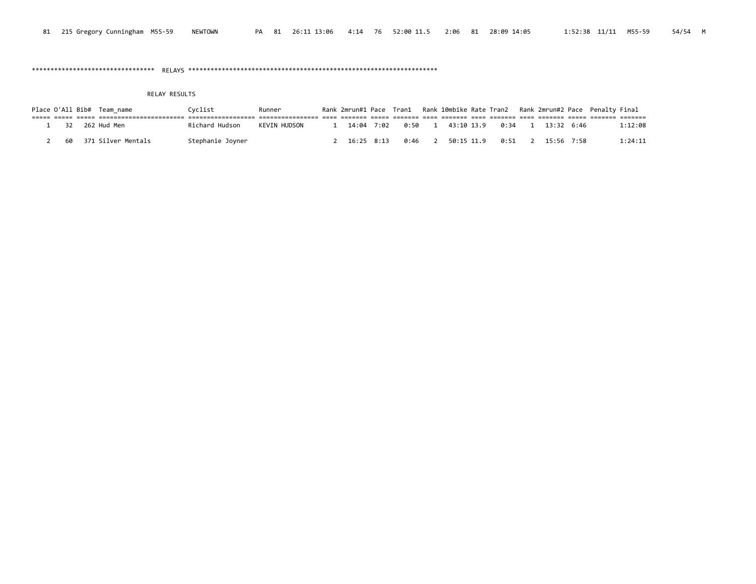81 215 Gregory Cunningham M55-59 NEWTOWN PA 81 26:11 13:06 4:14 76 52:00 11.5 2:06 81 28:09 14:05 1:52:38 11/11 M55-59 54/54 M

********************************* RELAYS *********************************************************************

RELAY RESULTS

| Place | O'All | Bib# | Team_name | Cyclist | Runner | Rank | 2mrun#1 | Pace | Tran1 | Rank | 10mbike | Rate | Tran2 | Rank | 2mrun#2 | Pace | Penalty | Final |
|---|---|---|---|---|---|---|---|---|---|---|---|---|---|---|---|---|---|---|
| 1 | 32 | 262 | Hud Men | Richard Hudson | KEVIN HUDSON | 1 | 14:04 | 7:02 | 0:50 | 1 | 43:10 | 13.9 | 0:34 | 1 | 13:32 | 6:46 | | 1:12:08 |
| 2 | 60 | 371 | Silver Mentals | Stephanie Joyner | | 2 | 16:25 | 8:13 | 0:46 | 2 | 50:15 | 11.9 | 0:51 | 2 | 15:56 | 7:58 | | 1:24:11 |